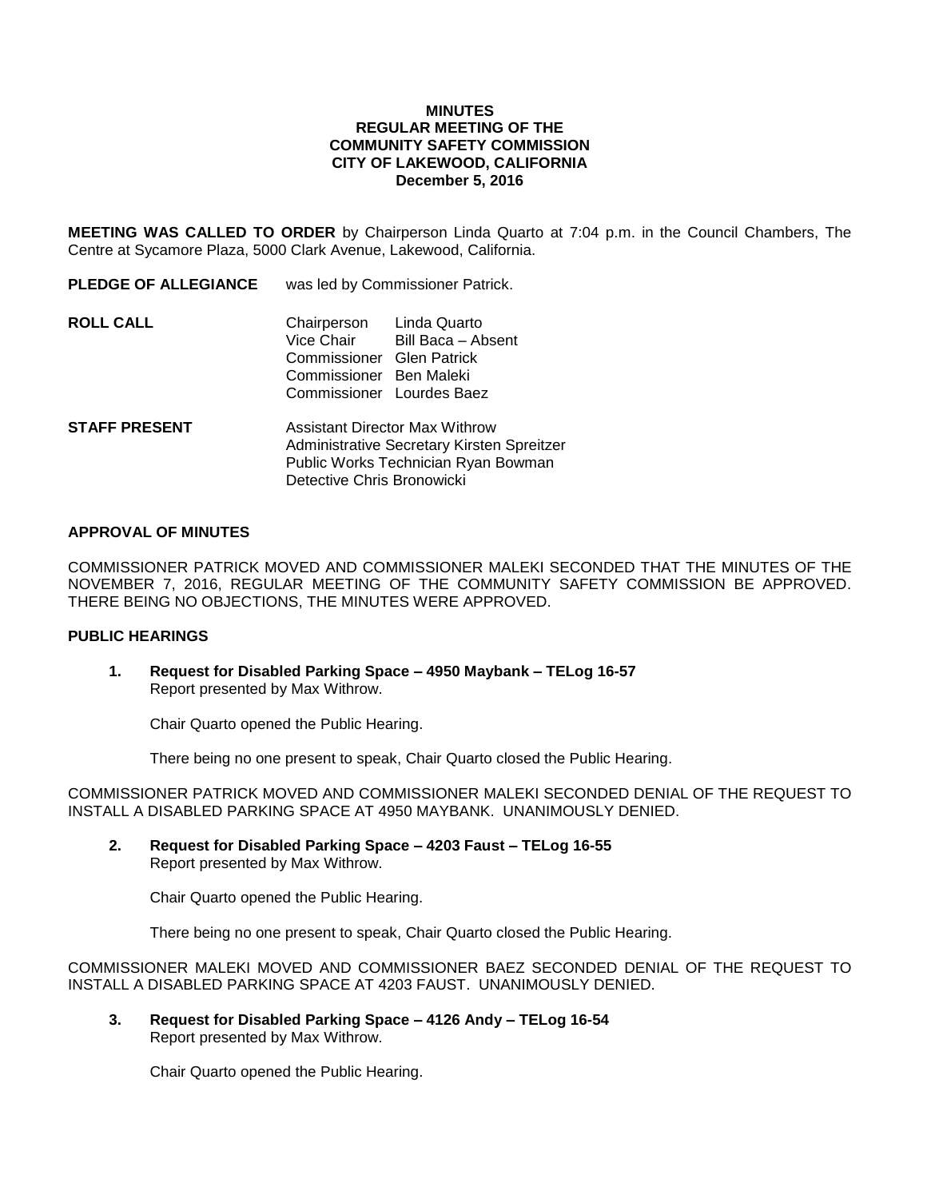# MINUTES
## REGULAR MEETING OF THE COMMUNITY SAFETY COMMISSION
## CITY OF LAKEWOOD, CALIFORNIA
## December 5, 2016

**MEETING WAS CALLED TO ORDER** by Chairperson Linda Quarto at 7:04 p.m. in the Council Chambers, The Centre at Sycamore Plaza, 5000 Clark Avenue, Lakewood, California.

**PLEDGE OF ALLEGIANCE** was led by Commissioner Patrick.

**ROLL CALL**

Chairperson Linda Quarto
Vice Chair Bill Baca – Absent
Commissioner Glen Patrick
Commissioner Ben Maleki
Commissioner Lourdes Baez

**STAFF PRESENT**

Assistant Director Max Withrow
Administrative Secretary Kirsten Spreitzer
Public Works Technician Ryan Bowman
Detective Chris Bronowicki

**APPROVAL OF MINUTES**

COMMISSIONER PATRICK MOVED AND COMMISSIONER MALEKI SECONDED THAT THE MINUTES OF THE NOVEMBER 7, 2016, REGULAR MEETING OF THE COMMUNITY SAFETY COMMISSION BE APPROVED. THERE BEING NO OBJECTIONS, THE MINUTES WERE APPROVED.

**PUBLIC HEARINGS**

**1. Request for Disabled Parking Space – 4950 Maybank – TELog 16-57**
Report presented by Max Withrow.

Chair Quarto opened the Public Hearing.

There being no one present to speak, Chair Quarto closed the Public Hearing.

COMMISSIONER PATRICK MOVED AND COMMISSIONER MALEKI SECONDED DENIAL OF THE REQUEST TO INSTALL A DISABLED PARKING SPACE AT 4950 MAYBANK. UNANIMOUSLY DENIED.

**2. Request for Disabled Parking Space – 4203 Faust – TELog 16-55**
Report presented by Max Withrow.

Chair Quarto opened the Public Hearing.

There being no one present to speak, Chair Quarto closed the Public Hearing.

COMMISSIONER MALEKI MOVED AND COMMISSIONER BAEZ SECONDED DENIAL OF THE REQUEST TO INSTALL A DISABLED PARKING SPACE AT 4203 FAUST. UNANIMOUSLY DENIED.

**3. Request for Disabled Parking Space – 4126 Andy – TELog 16-54**
Report presented by Max Withrow.

Chair Quarto opened the Public Hearing.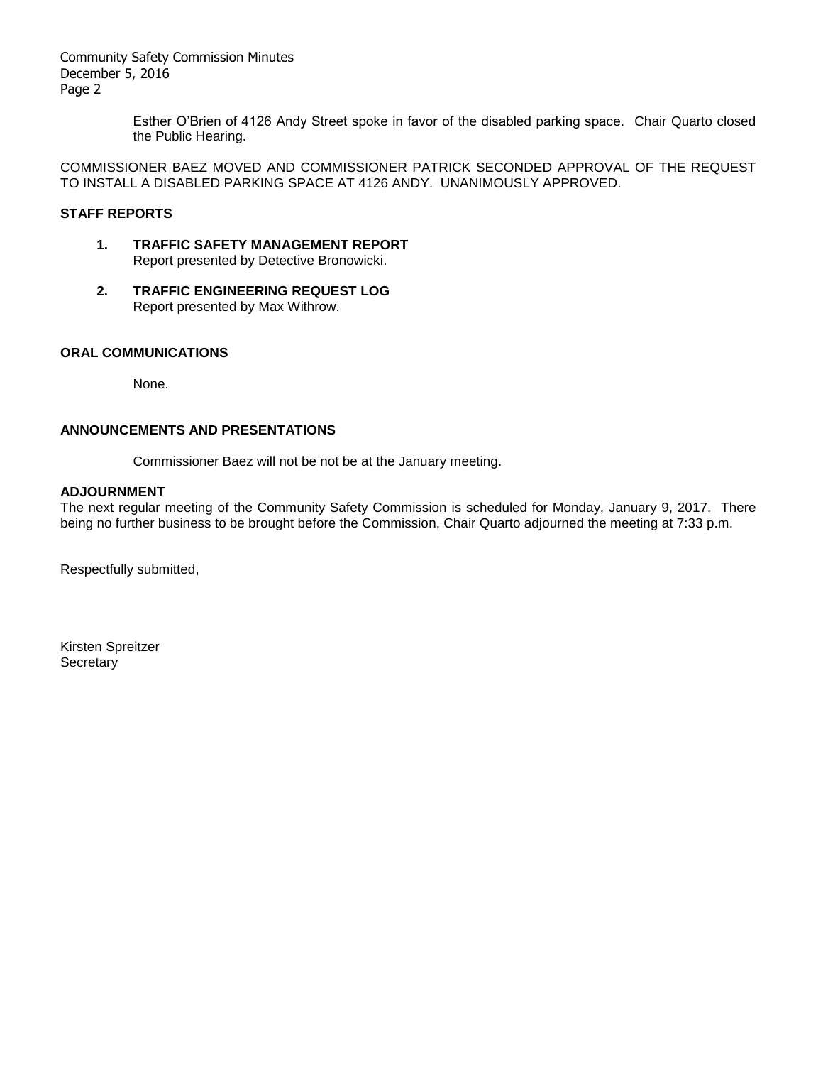Esther O'Brien of 4126 Andy Street spoke in favor of the disabled parking space. Chair Quarto closed the Public Hearing.

COMMISSIONER BAEZ MOVED AND COMMISSIONER PATRICK SECONDED APPROVAL OF THE REQUEST TO INSTALL A DISABLED PARKING SPACE AT 4126 ANDY. UNANIMOUSLY APPROVED.

**STAFF REPORTS**

1. **TRAFFIC SAFETY MANAGEMENT REPORT**
   Report presented by Detective Bronowicki.

2. **TRAFFIC ENGINEERING REQUEST LOG**
   Report presented by Max Withrow.

**ORAL COMMUNICATIONS**

None.

**ANNOUNCEMENTS AND PRESENTATIONS**

Commissioner Baez will not be not be at the January meeting.

**ADJOURNMENT**

The next regular meeting of the Community Safety Commission is scheduled for Monday, January 9, 2017. There being no further business to be brought before the Commission, Chair Quarto adjourned the meeting at 7:33 p.m.

Respectfully submitted,

Kirsten Spreitzer
Secretary